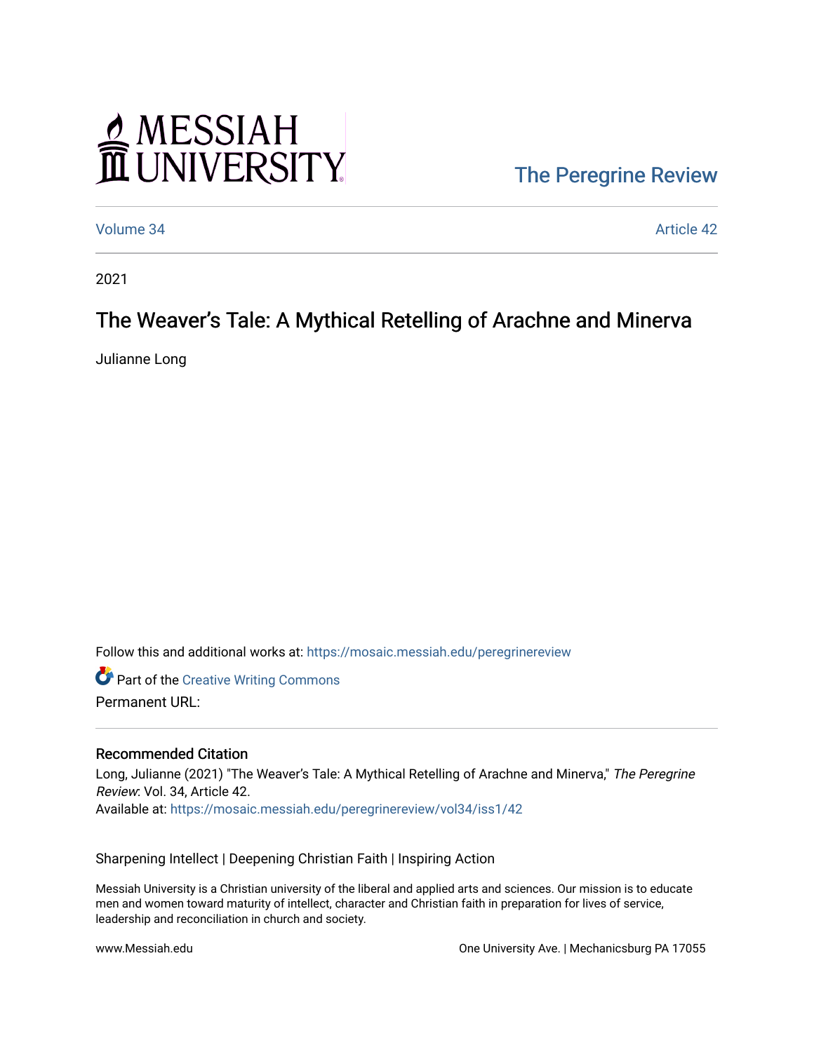MESSIAH UNIVERSITY

The Peregrine Review

Volume 34 | Article 42

2021

# The Weaver's Tale: A Mythical Retelling of Arachne and Minerva

Julianne Long

Follow this and additional works at: https://mosaic.messiah.edu/peregrinereview

Part of the Creative Writing Commons

Permanent URL:

## Recommended Citation

Long, Julianne (2021) "The Weaver's Tale: A Mythical Retelling of Arachne and Minerva," *The Peregrine Review*: Vol. 34, Article 42.
Available at: https://mosaic.messiah.edu/peregrinereview/vol34/iss1/42

Sharpening Intellect | Deepening Christian Faith | Inspiring Action

Messiah University is a Christian university of the liberal and applied arts and sciences. Our mission is to educate men and women toward maturity of intellect, character and Christian faith in preparation for lives of service, leadership and reconciliation in church and society.

www.Messiah.edu | One University Ave. | Mechanicsburg PA 17055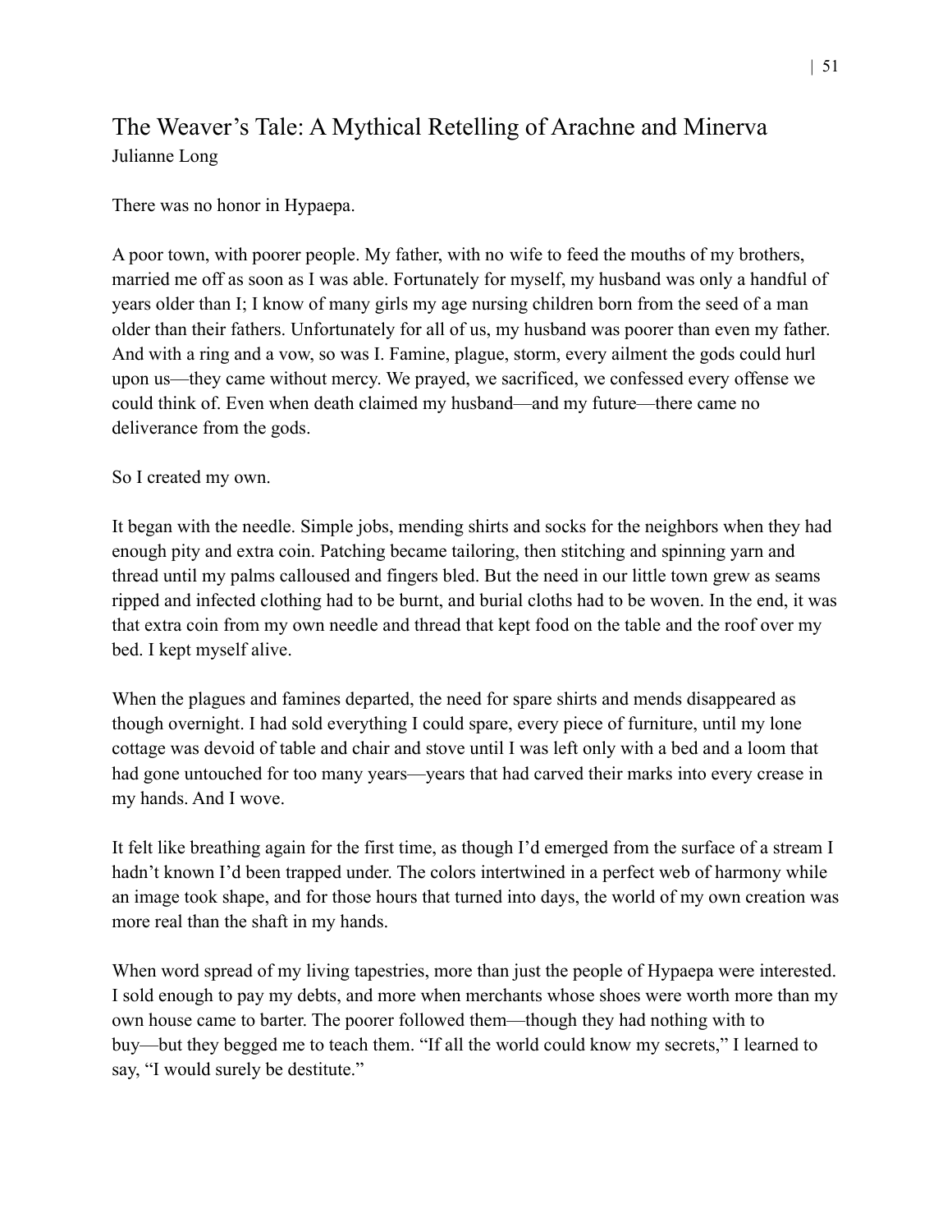# The Weaver's Tale: A Mythical Retelling of Arachne and Minerva

Julianne Long

There was no honor in Hypaepa.

A poor town, with poorer people. My father, with no wife to feed the mouths of my brothers, married me off as soon as I was able. Fortunately for myself, my husband was only a handful of years older than I; I know of many girls my age nursing children born from the seed of a man older than their fathers. Unfortunately for all of us, my husband was poorer than even my father. And with a ring and a vow, so was I. Famine, plague, storm, every ailment the gods could hurl upon us—they came without mercy. We prayed, we sacrificed, we confessed every offense we could think of. Even when death claimed my husband—and my future—there came no deliverance from the gods.

So I created my own.

It began with the needle. Simple jobs, mending shirts and socks for the neighbors when they had enough pity and extra coin. Patching became tailoring, then stitching and spinning yarn and thread until my palms calloused and fingers bled. But the need in our little town grew as seams ripped and infected clothing had to be burnt, and burial cloths had to be woven. In the end, it was that extra coin from my own needle and thread that kept food on the table and the roof over my bed. I kept myself alive.

When the plagues and famines departed, the need for spare shirts and mends disappeared as though overnight. I had sold everything I could spare, every piece of furniture, until my lone cottage was devoid of table and chair and stove until I was left only with a bed and a loom that had gone untouched for too many years—years that had carved their marks into every crease in my hands. And I wove.

It felt like breathing again for the first time, as though I'd emerged from the surface of a stream I hadn't known I'd been trapped under. The colors intertwined in a perfect web of harmony while an image took shape, and for those hours that turned into days, the world of my own creation was more real than the shaft in my hands.

When word spread of my living tapestries, more than just the people of Hypaepa were interested. I sold enough to pay my debts, and more when merchants whose shoes were worth more than my own house came to barter. The poorer followed them—though they had nothing with to buy—but they begged me to teach them. "If all the world could know my secrets," I learned to say, "I would surely be destitute."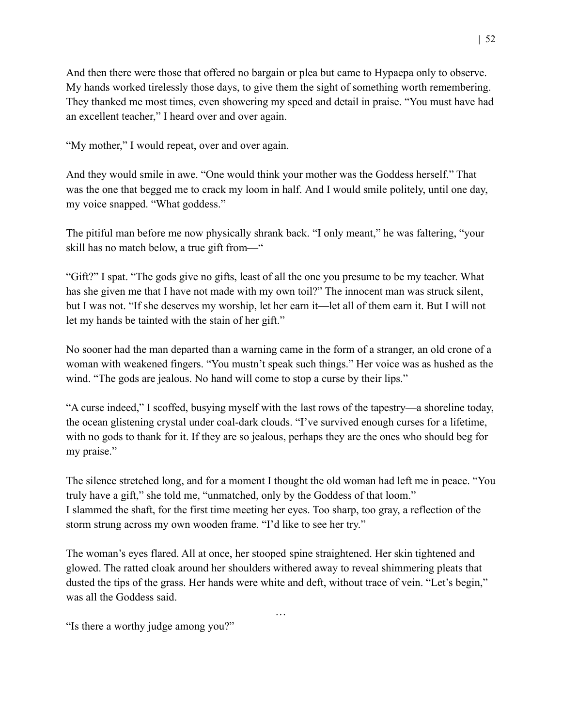And then there were those that offered no bargain or plea but came to Hypaepa only to observe. My hands worked tirelessly those days, to give them the sight of something worth remembering. They thanked me most times, even showering my speed and detail in praise. "You must have had an excellent teacher," I heard over and over again.

"My mother," I would repeat, over and over again.

And they would smile in awe. "One would think your mother was the Goddess herself." That was the one that begged me to crack my loom in half. And I would smile politely, until one day, my voice snapped. "What goddess."

The pitiful man before me now physically shrank back. "I only meant," he was faltering, "your skill has no match below, a true gift from—"

"Gift?" I spat. "The gods give no gifts, least of all the one you presume to be my teacher. What has she given me that I have not made with my own toil?" The innocent man was struck silent, but I was not. "If she deserves my worship, let her earn it—let all of them earn it. But I will not let my hands be tainted with the stain of her gift."

No sooner had the man departed than a warning came in the form of a stranger, an old crone of a woman with weakened fingers. "You mustn't speak such things." Her voice was as hushed as the wind. "The gods are jealous. No hand will come to stop a curse by their lips."

"A curse indeed," I scoffed, busying myself with the last rows of the tapestry—a shoreline today, the ocean glistening crystal under coal-dark clouds. "I've survived enough curses for a lifetime, with no gods to thank for it. If they are so jealous, perhaps they are the ones who should beg for my praise."

The silence stretched long, and for a moment I thought the old woman had left me in peace. "You truly have a gift," she told me, "unmatched, only by the Goddess of that loom."
I slammed the shaft, for the first time meeting her eyes. Too sharp, too gray, a reflection of the storm strung across my own wooden frame. "I'd like to see her try."

The woman's eyes flared. All at once, her stooped spine straightened. Her skin tightened and glowed. The ratted cloak around her shoulders withered away to reveal shimmering pleats that dusted the tips of the grass. Her hands were white and deft, without trace of vein. "Let's begin," was all the Goddess said.

…

"Is there a worthy judge among you?"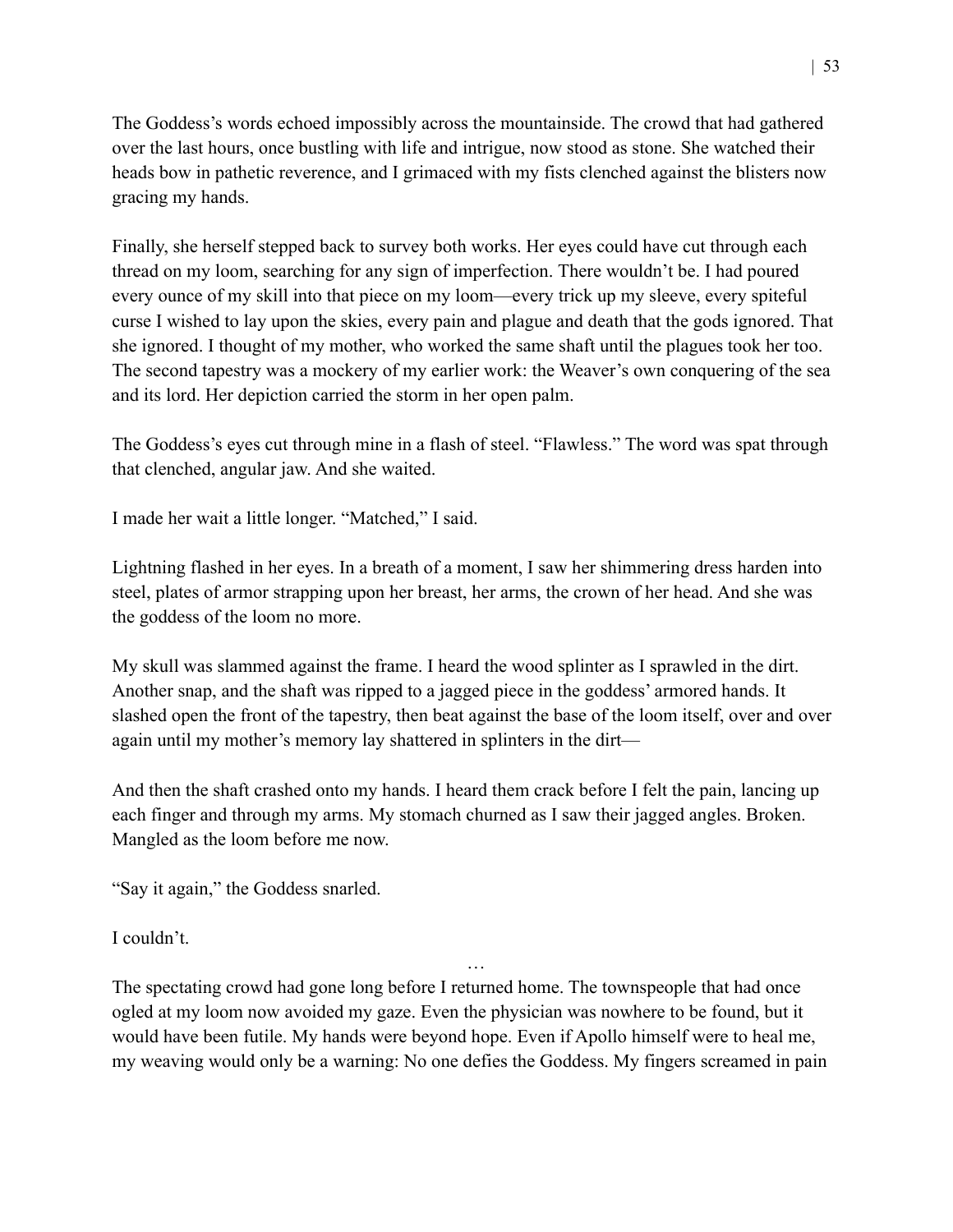The Goddess's words echoed impossibly across the mountainside. The crowd that had gathered over the last hours, once bustling with life and intrigue, now stood as stone. She watched their heads bow in pathetic reverence, and I grimaced with my fists clenched against the blisters now gracing my hands.

Finally, she herself stepped back to survey both works. Her eyes could have cut through each thread on my loom, searching for any sign of imperfection. There wouldn't be. I had poured every ounce of my skill into that piece on my loom—every trick up my sleeve, every spiteful curse I wished to lay upon the skies, every pain and plague and death that the gods ignored. That she ignored. I thought of my mother, who worked the same shaft until the plagues took her too. The second tapestry was a mockery of my earlier work: the Weaver's own conquering of the sea and its lord. Her depiction carried the storm in her open palm.

The Goddess's eyes cut through mine in a flash of steel. "Flawless." The word was spat through that clenched, angular jaw. And she waited.

I made her wait a little longer. "Matched," I said.

Lightning flashed in her eyes. In a breath of a moment, I saw her shimmering dress harden into steel, plates of armor strapping upon her breast, her arms, the crown of her head. And she was the goddess of the loom no more.

My skull was slammed against the frame. I heard the wood splinter as I sprawled in the dirt. Another snap, and the shaft was ripped to a jagged piece in the goddess' armored hands. It slashed open the front of the tapestry, then beat against the base of the loom itself, over and over again until my mother's memory lay shattered in splinters in the dirt—

And then the shaft crashed onto my hands. I heard them crack before I felt the pain, lancing up each finger and through my arms. My stomach churned as I saw their jagged angles. Broken. Mangled as the loom before me now.

"Say it again," the Goddess snarled.

I couldn't.

…

The spectating crowd had gone long before I returned home. The townspeople that had once ogled at my loom now avoided my gaze. Even the physician was nowhere to be found, but it would have been futile. My hands were beyond hope. Even if Apollo himself were to heal me, my weaving would only be a warning: No one defies the Goddess. My fingers screamed in pain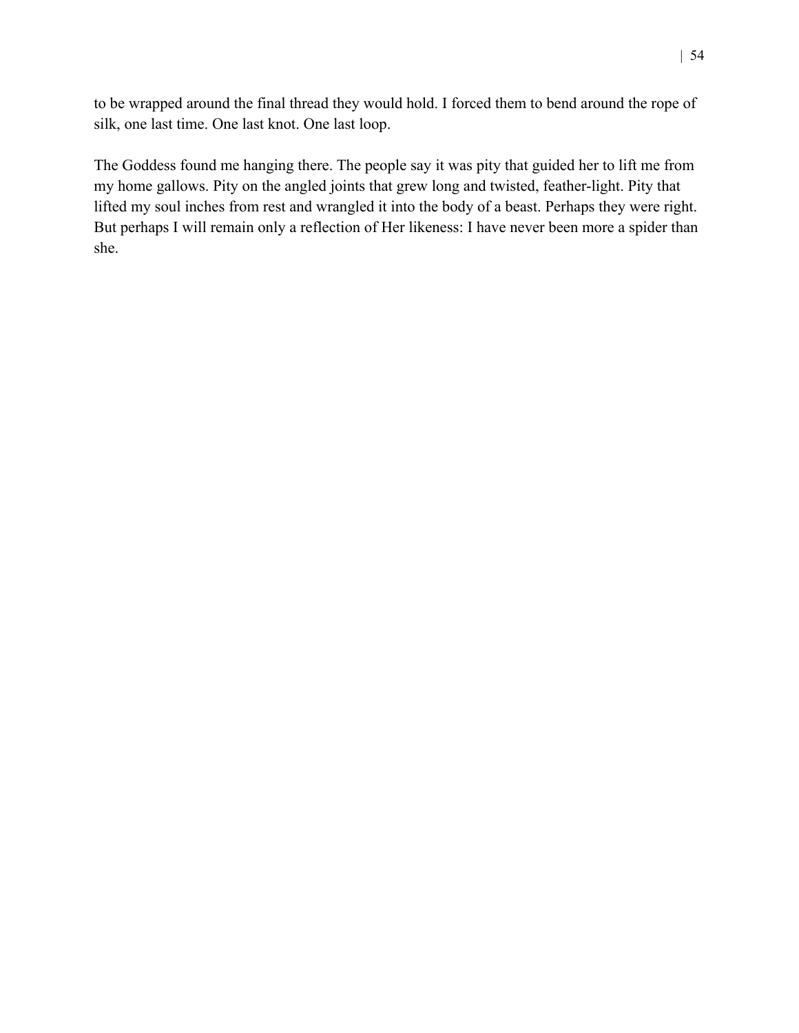to be wrapped around the final thread they would hold. I forced them to bend around the rope of silk, one last time. One last knot. One last loop.

The Goddess found me hanging there. The people say it was pity that guided her to lift me from my home gallows. Pity on the angled joints that grew long and twisted, feather-light. Pity that lifted my soul inches from rest and wrangled it into the body of a beast. Perhaps they were right. But perhaps I will remain only a reflection of Her likeness: I have never been more a spider than she.